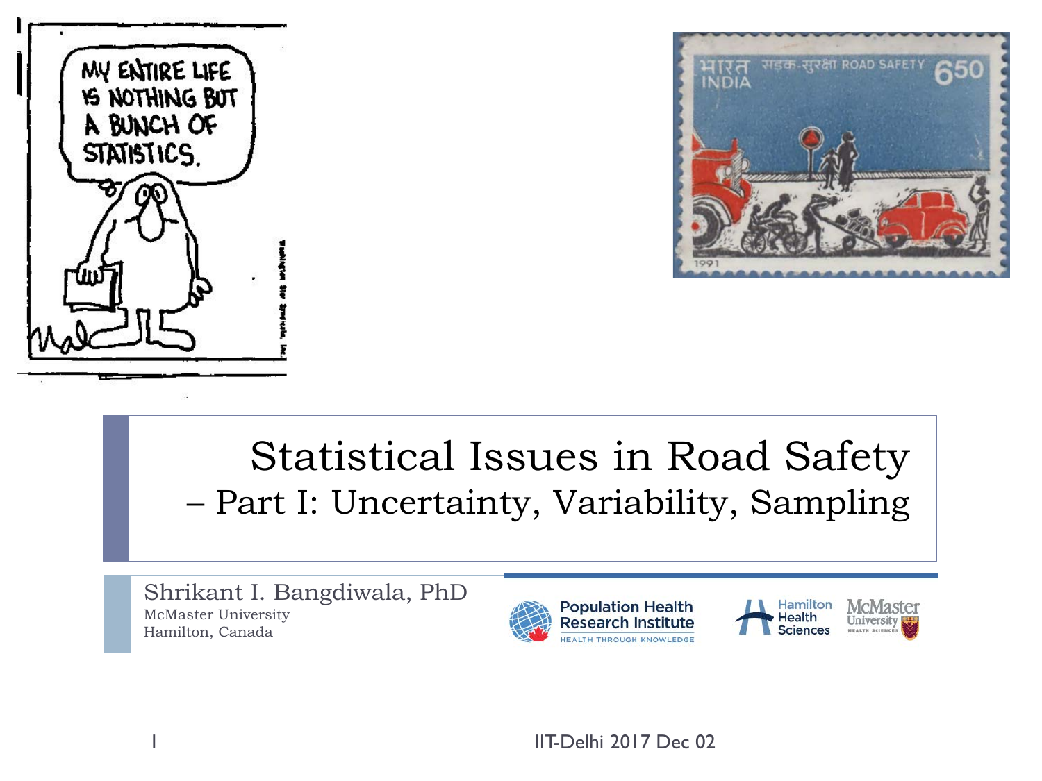# Statistical Issues in Road Safety

## – Part I: Uncertainty, Variability, Sampling

Shrikant I. Bangdiwala, PhD
McMaster University
Hamilton, Canada

Population Health Research Institute — HEALTH THROUGH KNOWLEDGE

Hamilton Health Sciences

McMaster University — HEALTH SCIENCES

IIT-Delhi 2017 Dec 02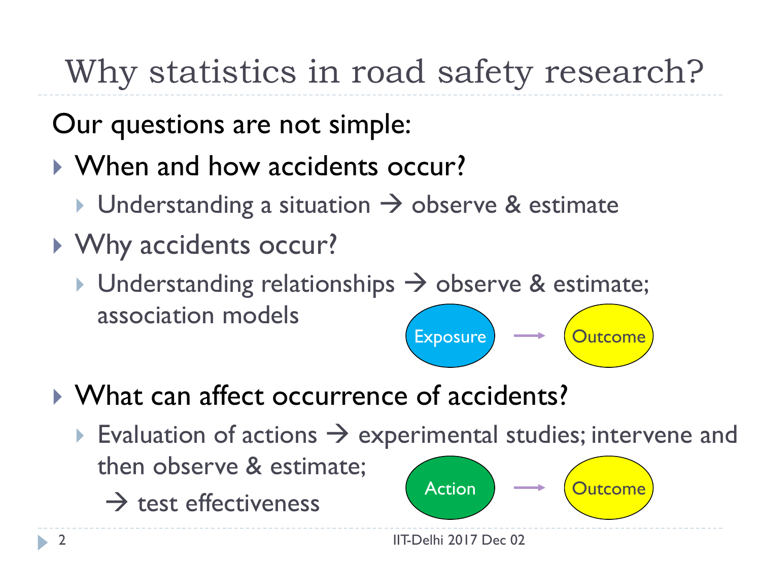# Why statistics in road safety research?

Our questions are not simple:

- When and how accidents occur?
  - Understanding a situation → observe & estimate
- Why accidents occur?
  - Understanding relationships → observe & estimate; association models

Exposure → Outcome

- What can affect occurrence of accidents?
  - Evaluation of actions → experimental studies; intervene and then observe & estimate;

    → test effectiveness

Action → Outcome

IIT-Delhi 2017 Dec 02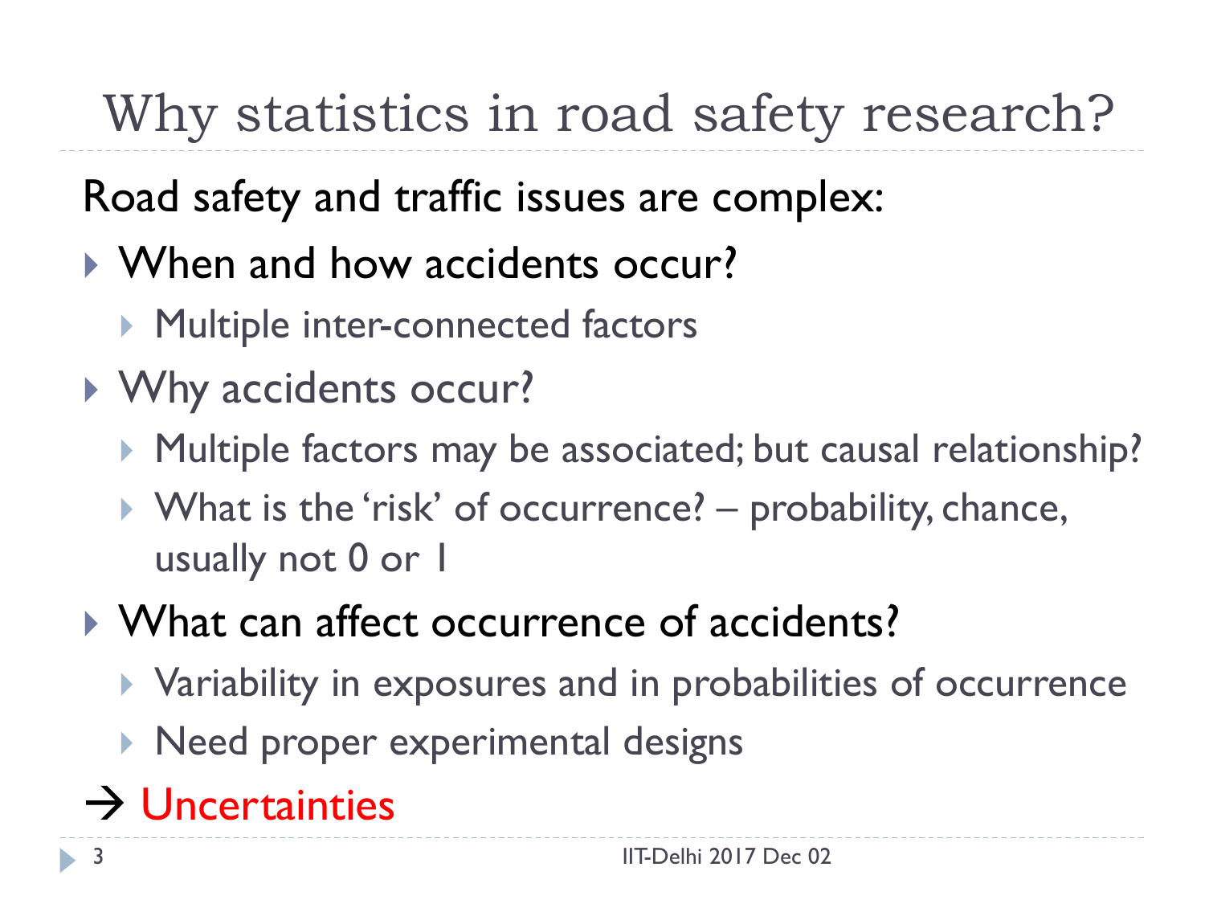# Why statistics in road safety research?

Road safety and traffic issues are complex:

- When and how accidents occur?
  - Multiple inter-connected factors
- Why accidents occur?
  - Multiple factors may be associated; but causal relationship?
  - What is the 'risk' of occurrence? – probability, chance, usually not 0 or 1
- What can affect occurrence of accidents?
  - Variability in exposures and in probabilities of occurrence
  - Need proper experimental designs

→ Uncertainties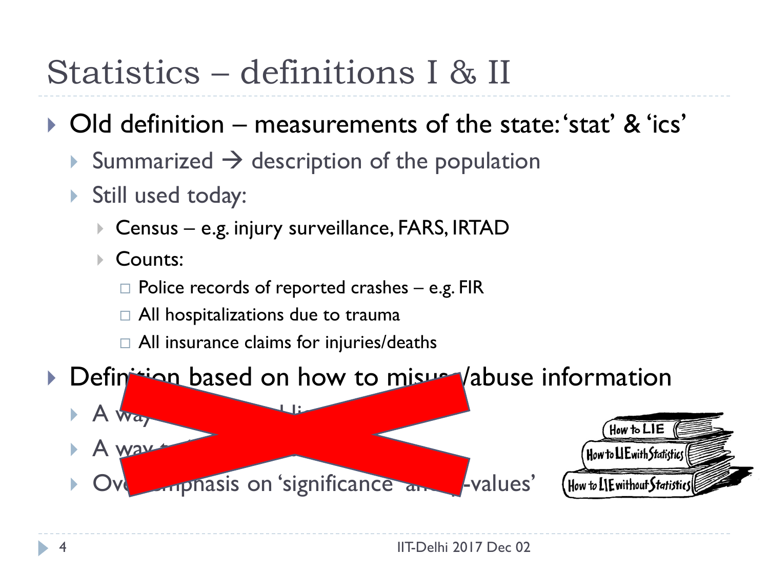# Statistics – definitions I & II

- Old definition – measurements of the state: 'stat' & 'ics'
  - Summarized → description of the population
  - Still used today:
    - Census – e.g. injury surveillance, FARS, IRTAD
    - Counts:
      - Police records of reported crashes – e.g. FIR
      - All hospitalizations due to trauma
      - All insurance claims for injuries/deaths
- Definition based on how to misuse/abuse information
  - A way ... li...
  - A way t...
  - Over-emphasis on 'significance' and 'p-values'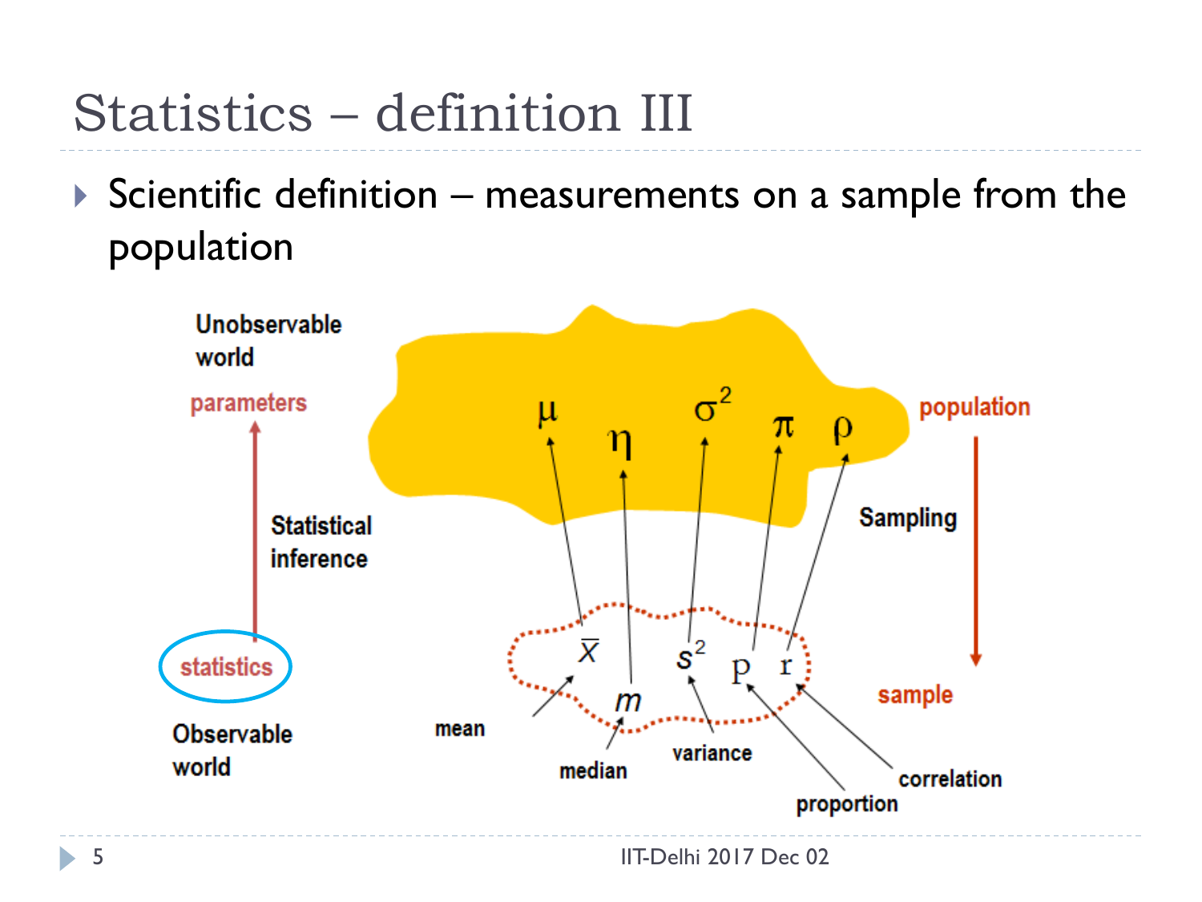# Statistics – definition III

- Scientific definition – measurements on a sample from the population

Unobservable world

parameters

Statistical inference

statistics

Observable world

population

$\mu$ $\eta$ $\sigma^2$ $\pi$ $\rho$

Sampling

sample

$\bar{X}$ $m$ $s^2$ p r

mean

median

variance

proportion

correlation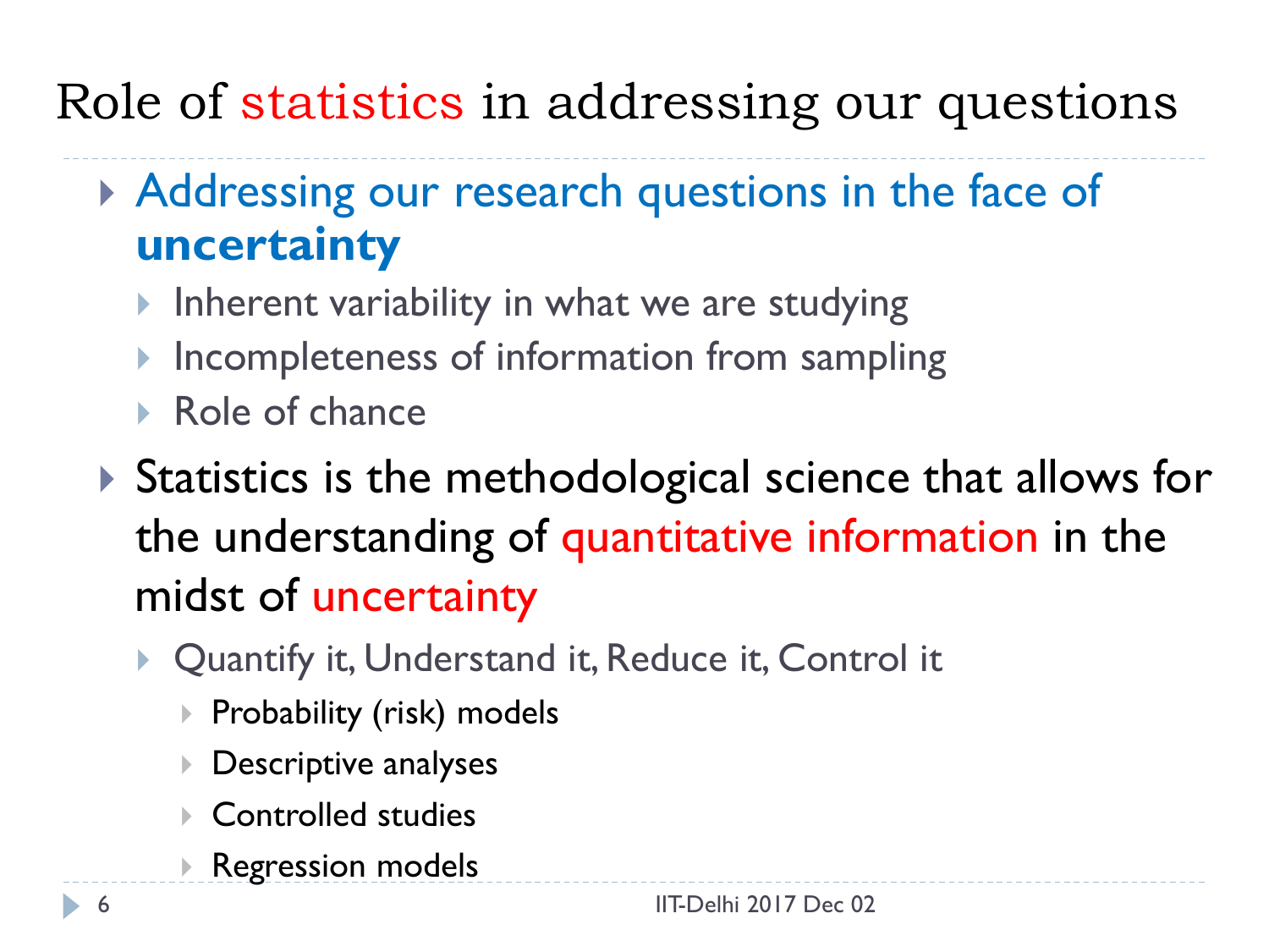# Role of statistics in addressing our questions

- Addressing our research questions in the face of **uncertainty**
  - Inherent variability in what we are studying
  - Incompleteness of information from sampling
  - Role of chance
- Statistics is the methodological science that allows for the understanding of quantitative information in the midst of uncertainty
  - Quantify it, Understand it, Reduce it, Control it
    - Probability (risk) models
    - Descriptive analyses
    - Controlled studies
    - Regression models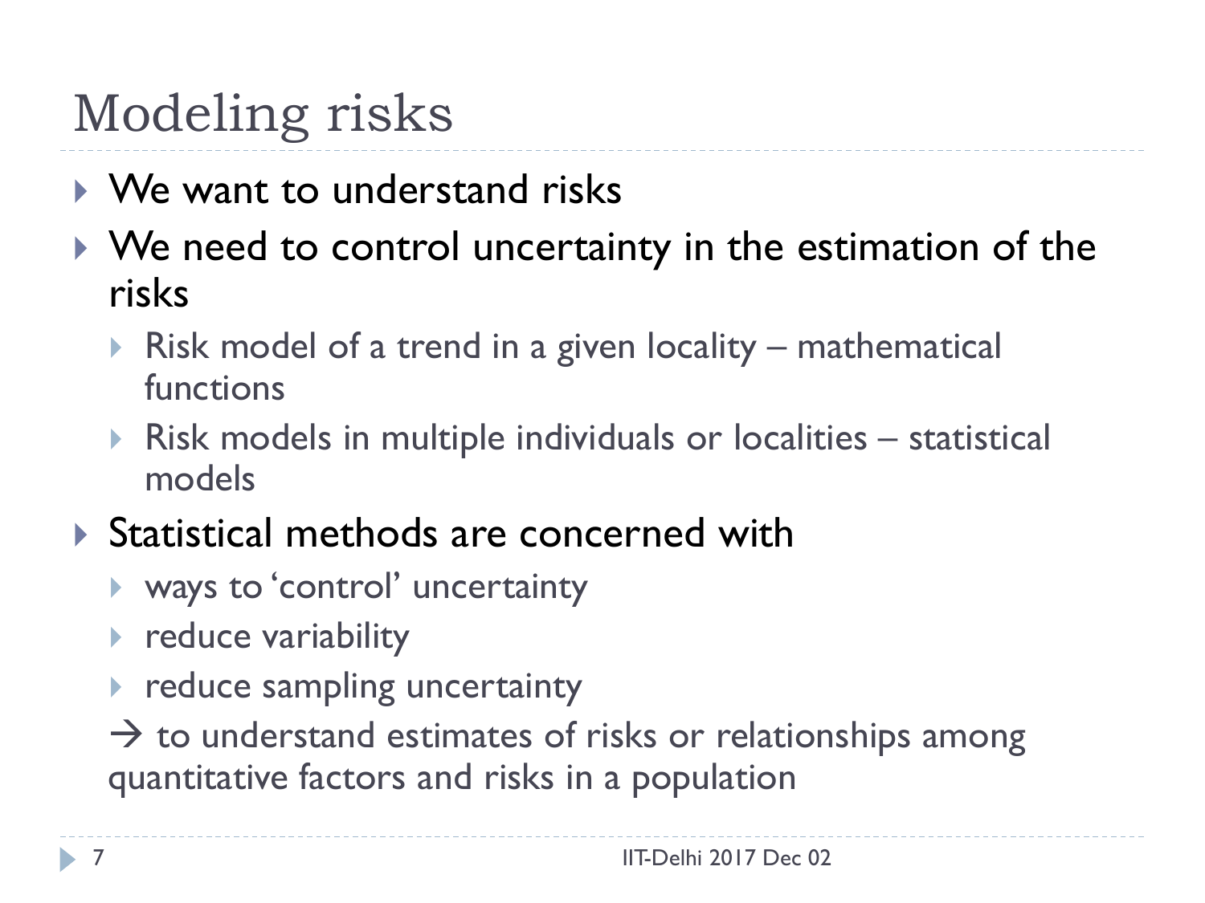# Modeling risks

- We want to understand risks
- We need to control uncertainty in the estimation of the risks
  - Risk model of a trend in a given locality – mathematical functions
  - Risk models in multiple individuals or localities – statistical models
- Statistical methods are concerned with
  - ways to 'control' uncertainty
  - reduce variability
  - reduce sampling uncertainty

  → to understand estimates of risks or relationships among quantitative factors and risks in a population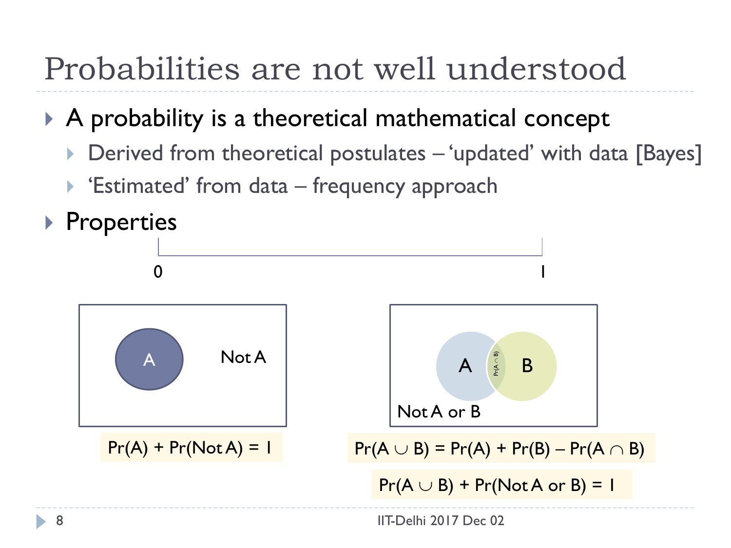# Probabilities are not well understood

- A probability is a theoretical mathematical concept
  - Derived from theoretical postulates – 'updated' with data [Bayes]
  - 'Estimated' from data – frequency approach
- Properties

0 — 1

A | Not A

$$\Pr(A) + \Pr(\text{Not } A) = 1$$

A | $\Pr(A \cap B)$ | B | Not A or B

$$\Pr(A \cup B) = \Pr(A) + \Pr(B) - \Pr(A \cap B)$$

$$\Pr(A \cup B) + \Pr(\text{Not } A \text{ or } B) = 1$$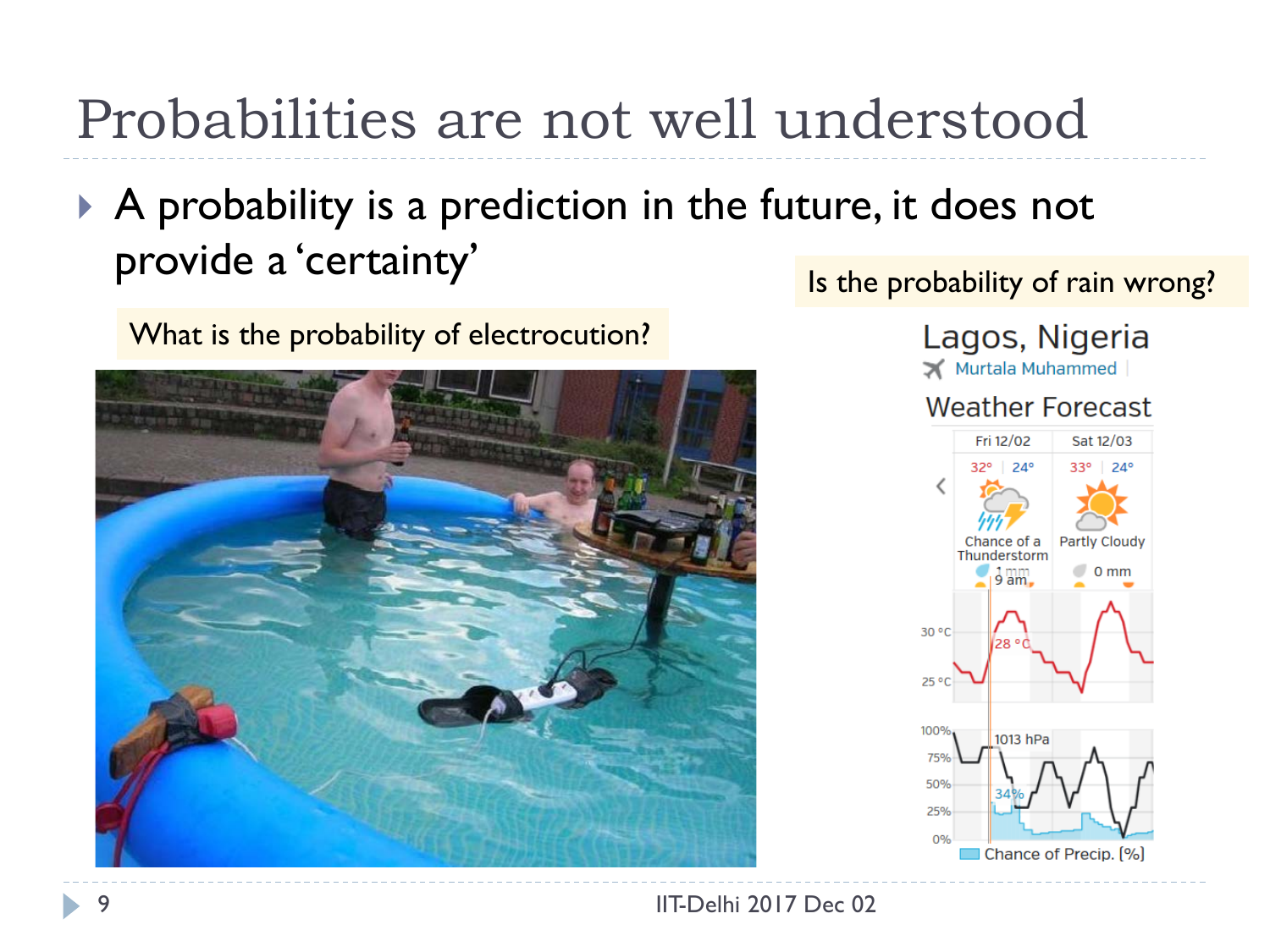# Probabilities are not well understood

- A probability is a prediction in the future, it does not provide a 'certainty'

What is the probability of electrocution?

Is the probability of rain wrong?

Lagos, Nigeria

Murtala Muhammed

Weather Forecast

| Fri 12/02 | Sat 12/03 |
| --- | --- |
| 32° \| 24° | 33° \| 24° |
| Chance of a Thunderstorm | Partly Cloudy |
| 1 mm | 0 mm |

9 am

30 °C
25 °C
28 °C

100%
75%
50%
25%
0%

1013 hPa

34%

Chance of Precip. [%]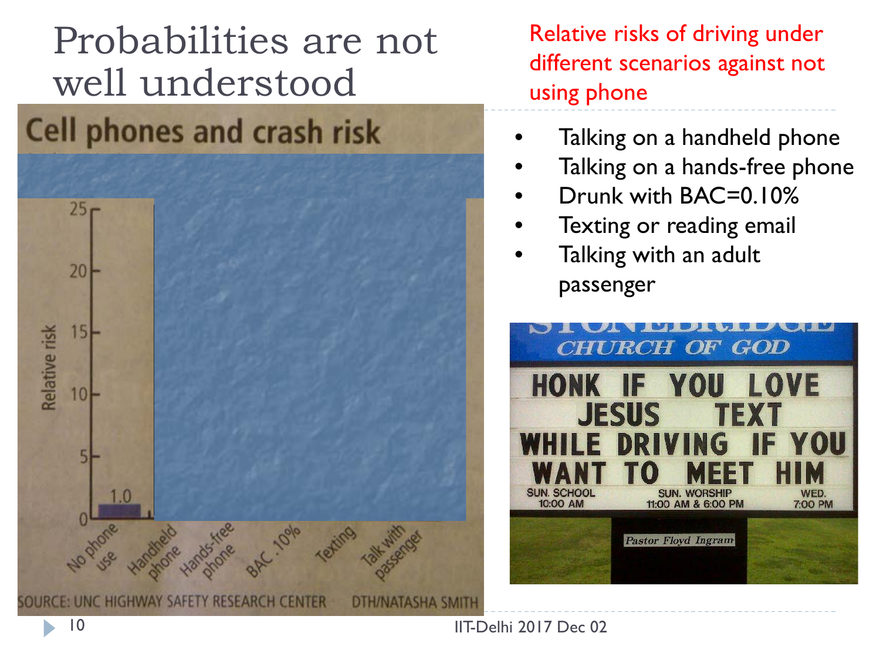# Probabilities are not well understood

**Cell phones and crash risk**

| | Relative risk |
|---|---|
| No phone use | 1.0 |
| Handheld phone | |
| Hands-free phone | |
| BAC .10% | |
| Texting | |
| Talk with passenger | |

SOURCE: UNC HIGHWAY SAFETY RESEARCH CENTER DTH/NATASHA SMITH

Relative risks of driving under different scenarios against not using phone

- Talking on a handheld phone
- Talking on a hands-free phone
- Drunk with BAC=0.10%
- Texting or reading email
- Talking with an adult passenger

STONEBRIDGE CHURCH OF GOD

HONK IF YOU LOVE JESUS TEXT WHILE DRIVING IF YOU WANT TO MEET HIM

SUN. SCHOOL 10:00 AM SUN. WORSHIP 11:00 AM & 6:00 PM WED. 7:00 PM

Pastor Floyd Ingram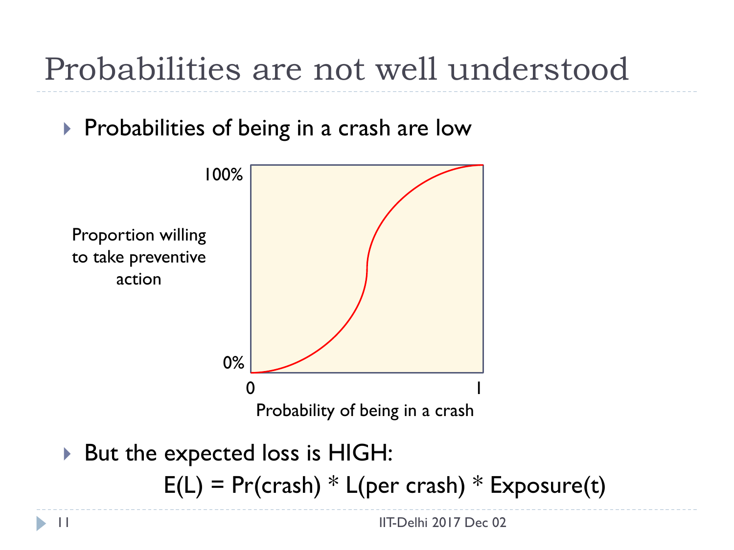# Probabilities are not well understood

- Probabilities of being in a crash are low

100%

Proportion willing to take preventive action

0%

0 1

Probability of being in a crash

- But the expected loss is HIGH:

$$E(L) = Pr(crash) * L(per\ crash) * Exposure(t)$$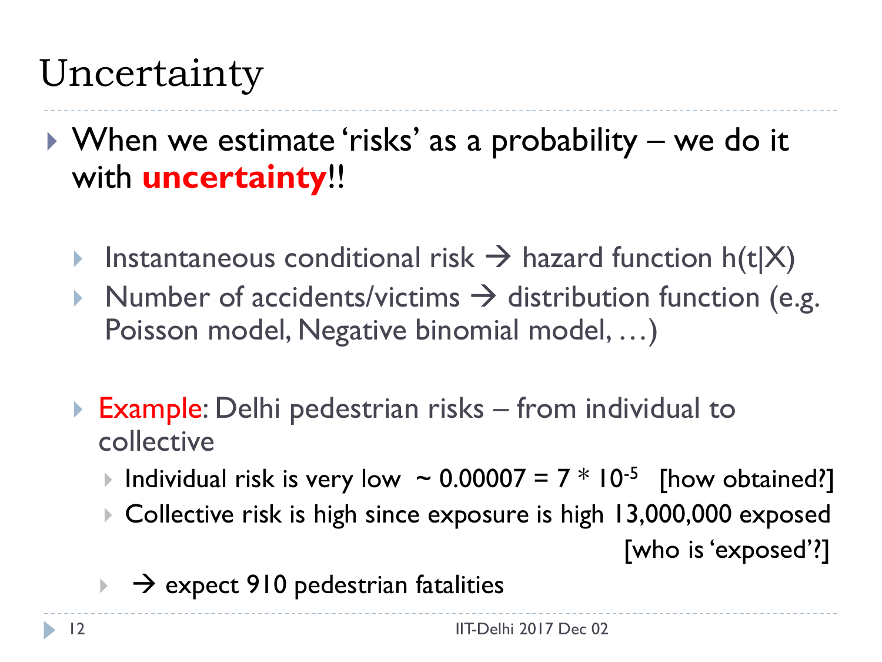# Uncertainty

- When we estimate 'risks' as a probability – we do it with **uncertainty**!!
  - Instantaneous conditional risk → hazard function $h(t|X)$
  - Number of accidents/victims → distribution function (e.g. Poisson model, Negative binomial model, …)
  - Example: Delhi pedestrian risks – from individual to collective
    - Individual risk is very low ~ $0.00007 = 7 * 10^{-5}$ [how obtained?]
    - Collective risk is high since exposure is high 13,000,000 exposed [who is 'exposed'?]
    - → expect 910 pedestrian fatalities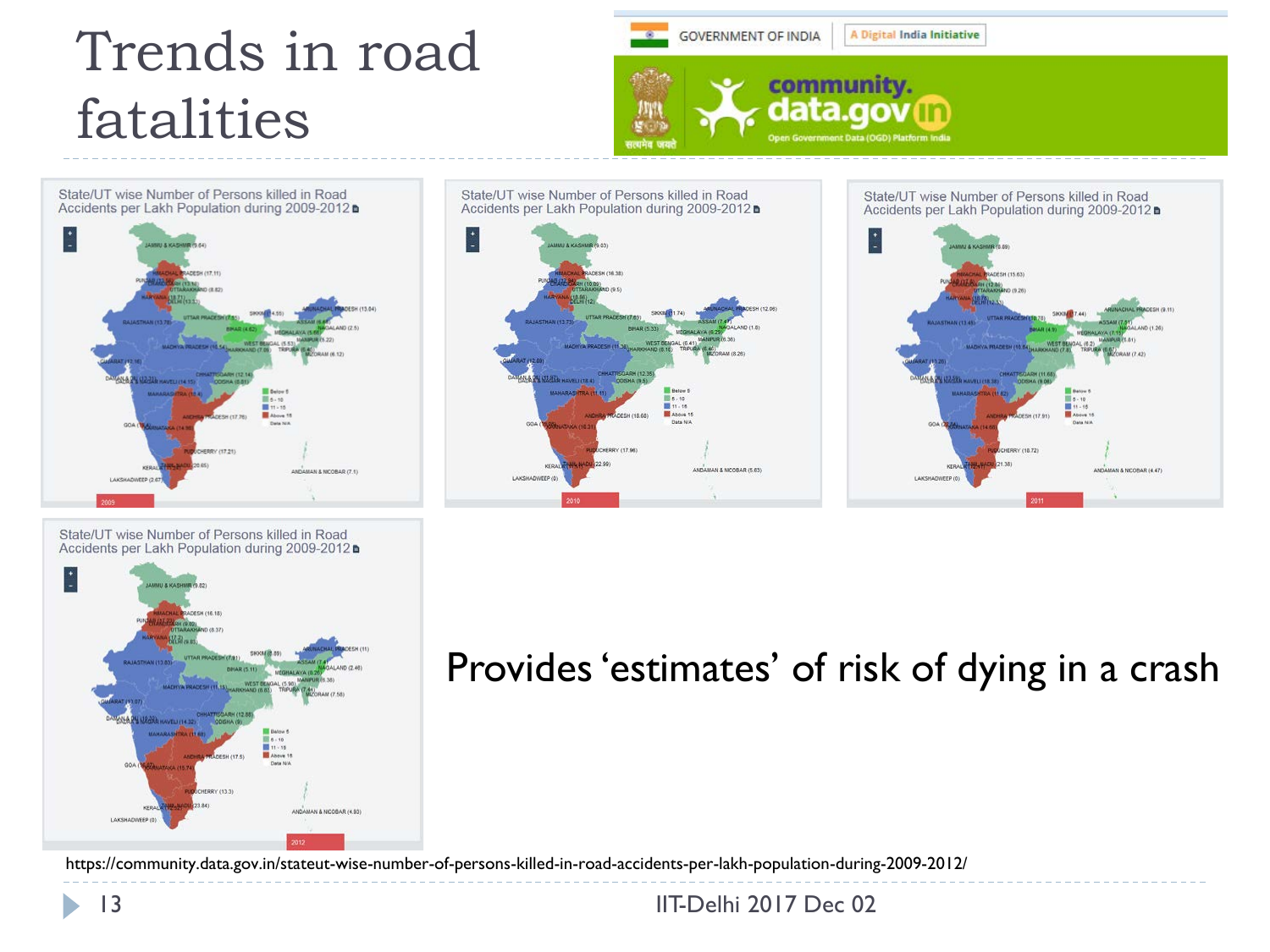# Trends in road fatalities

State/UT wise Number of Persons killed in Road Accidents per Lakh Population during 2009-2012

Provides 'estimates' of risk of dying in a crash

https://community.data.gov.in/stateut-wise-number-of-persons-killed-in-road-accidents-per-lakh-population-during-2009-2012/

IIT-Delhi 2017 Dec 02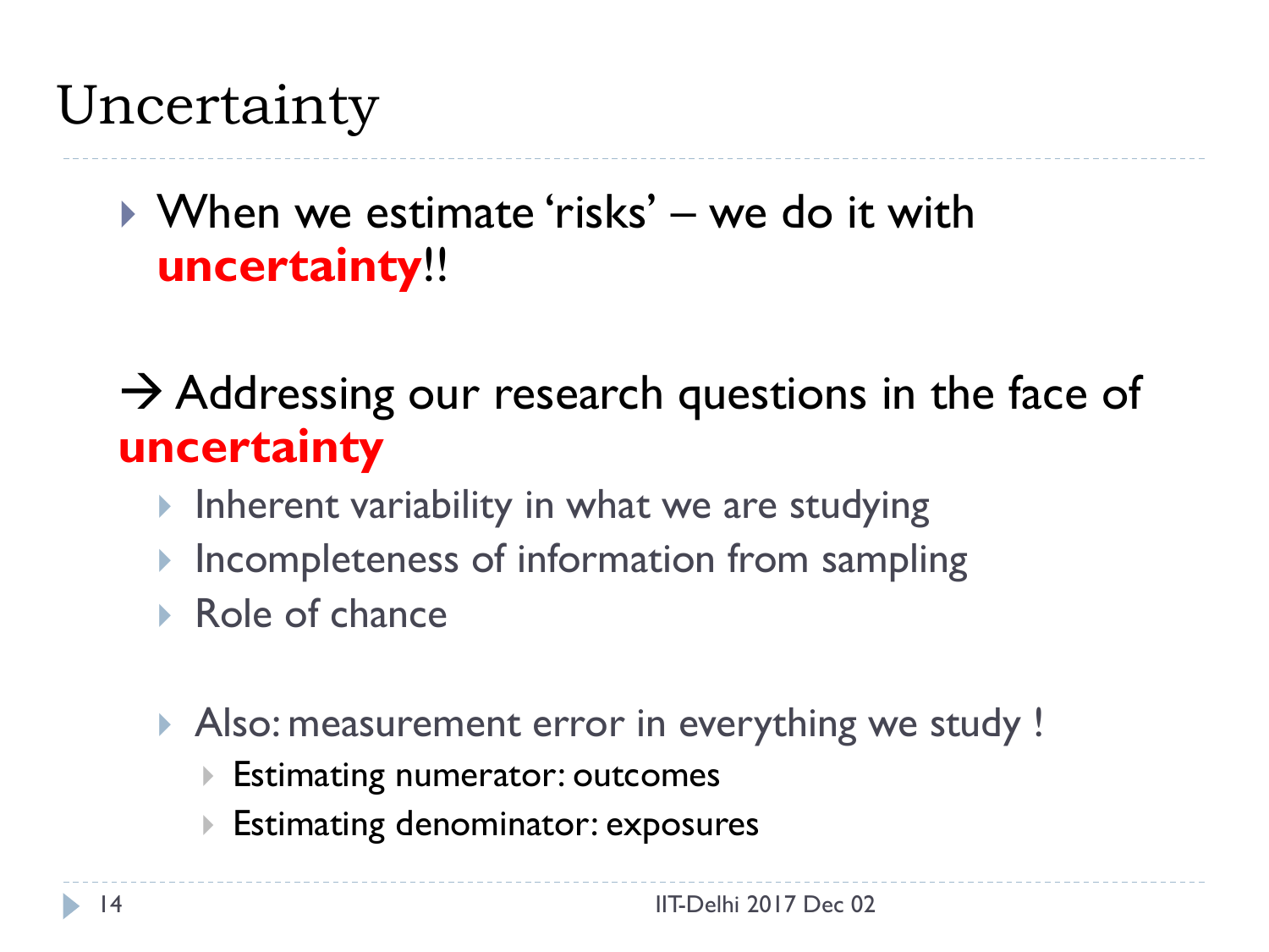# Uncertainty

- When we estimate 'risks' – we do it with **uncertainty**!!

→ Addressing our research questions in the face of **uncertainty**

- Inherent variability in what we are studying
- Incompleteness of information from sampling
- Role of chance

- Also: measurement error in everything we study !
  - Estimating numerator: outcomes
  - Estimating denominator: exposures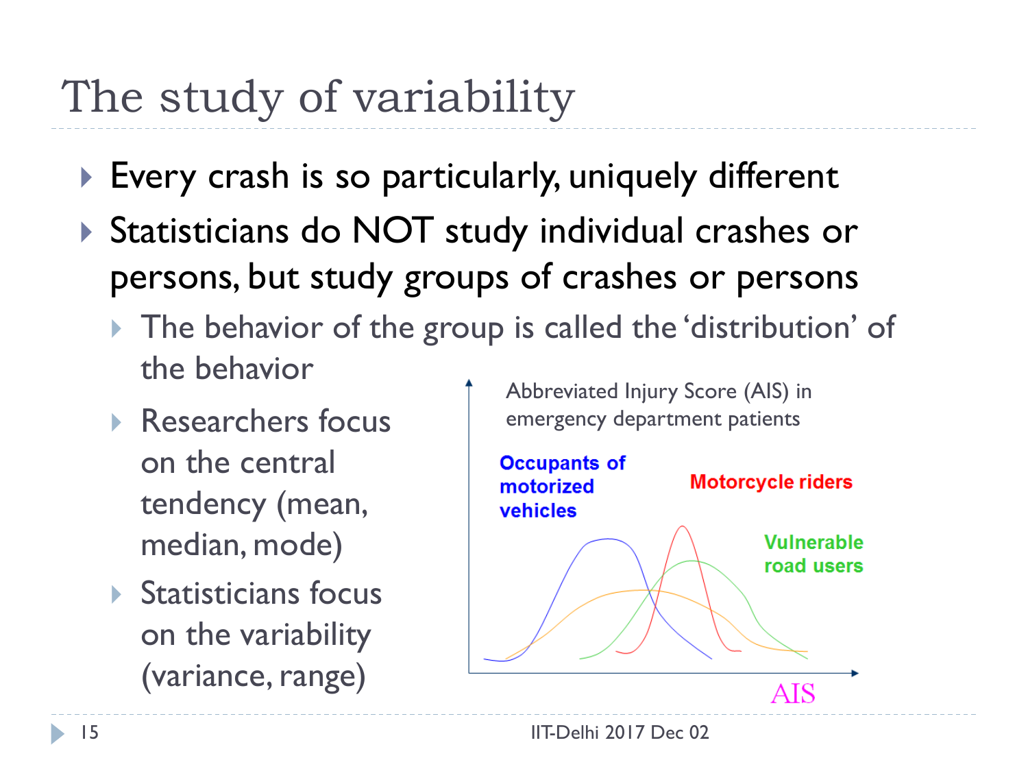# The study of variability

- Every crash is so particularly, uniquely different
- Statisticians do NOT study individual crashes or persons, but study groups of crashes or persons
  - The behavior of the group is called the 'distribution' of the behavior
  - Researchers focus on the central tendency (mean, median, mode)
  - Statisticians focus on the variability (variance, range)

Abbreviated Injury Score (AIS) in emergency department patients

Occupants of motorized vehicles

Motorcycle riders

Vulnerable road users

AIS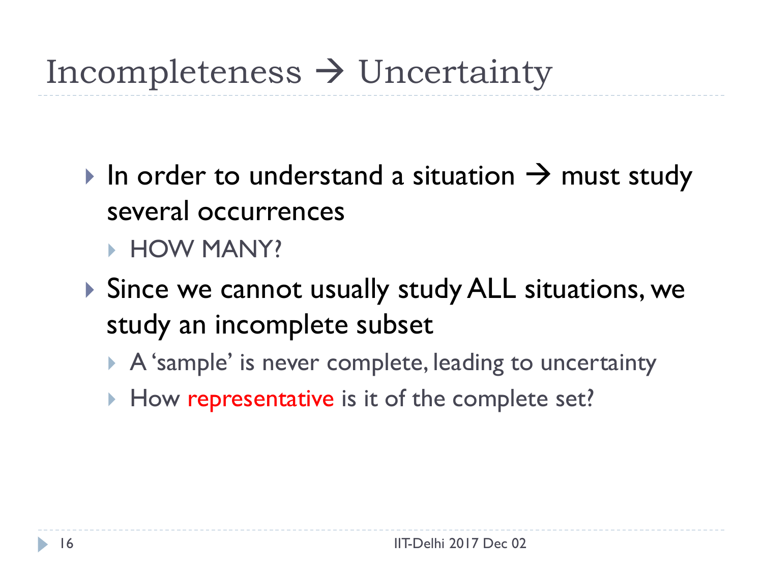# Incompleteness → Uncertainty

- In order to understand a situation → must study several occurrences
  - HOW MANY?
- Since we cannot usually study ALL situations, we study an incomplete subset
  - A 'sample' is never complete, leading to uncertainty
  - How representative is it of the complete set?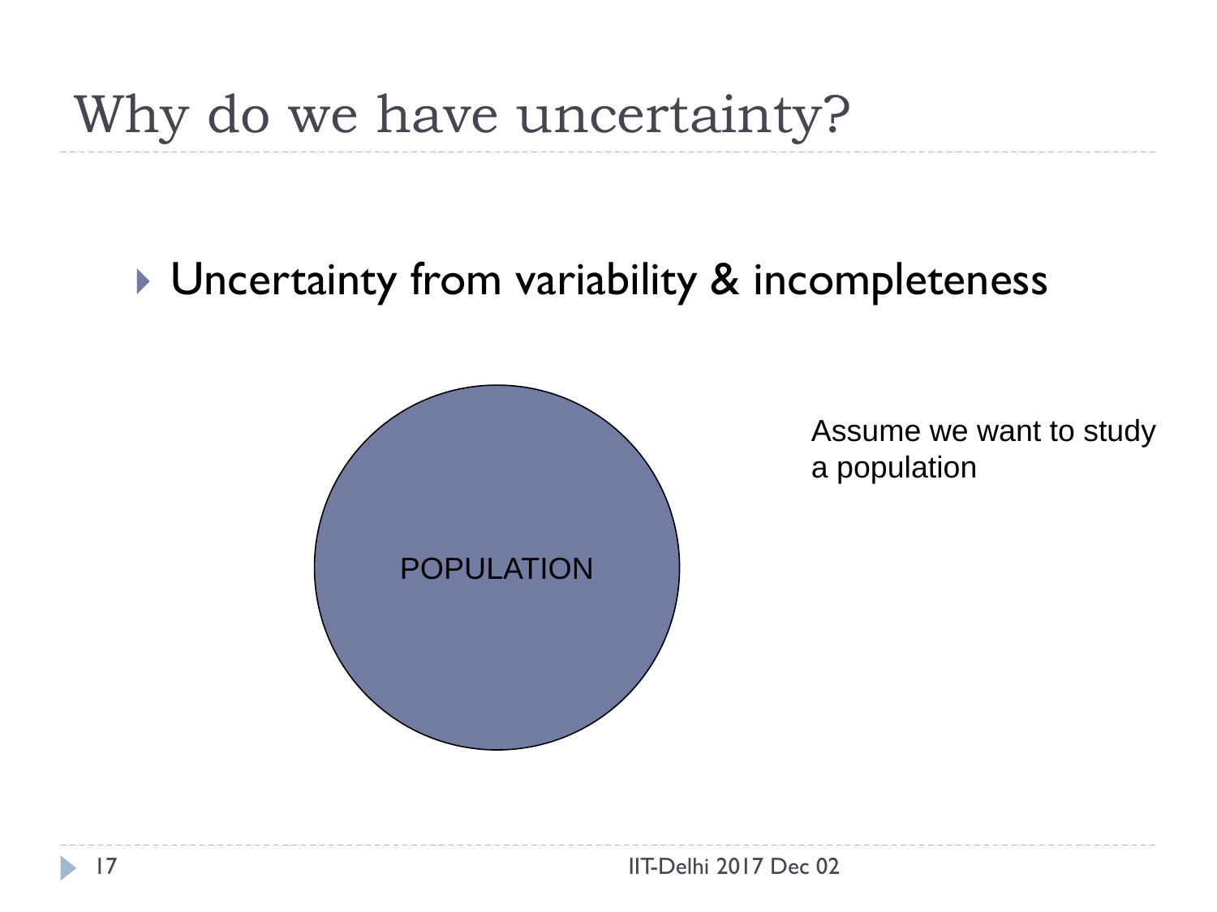# Why do we have uncertainty?

- Uncertainty from variability & incompleteness

POPULATION

Assume we want to study a population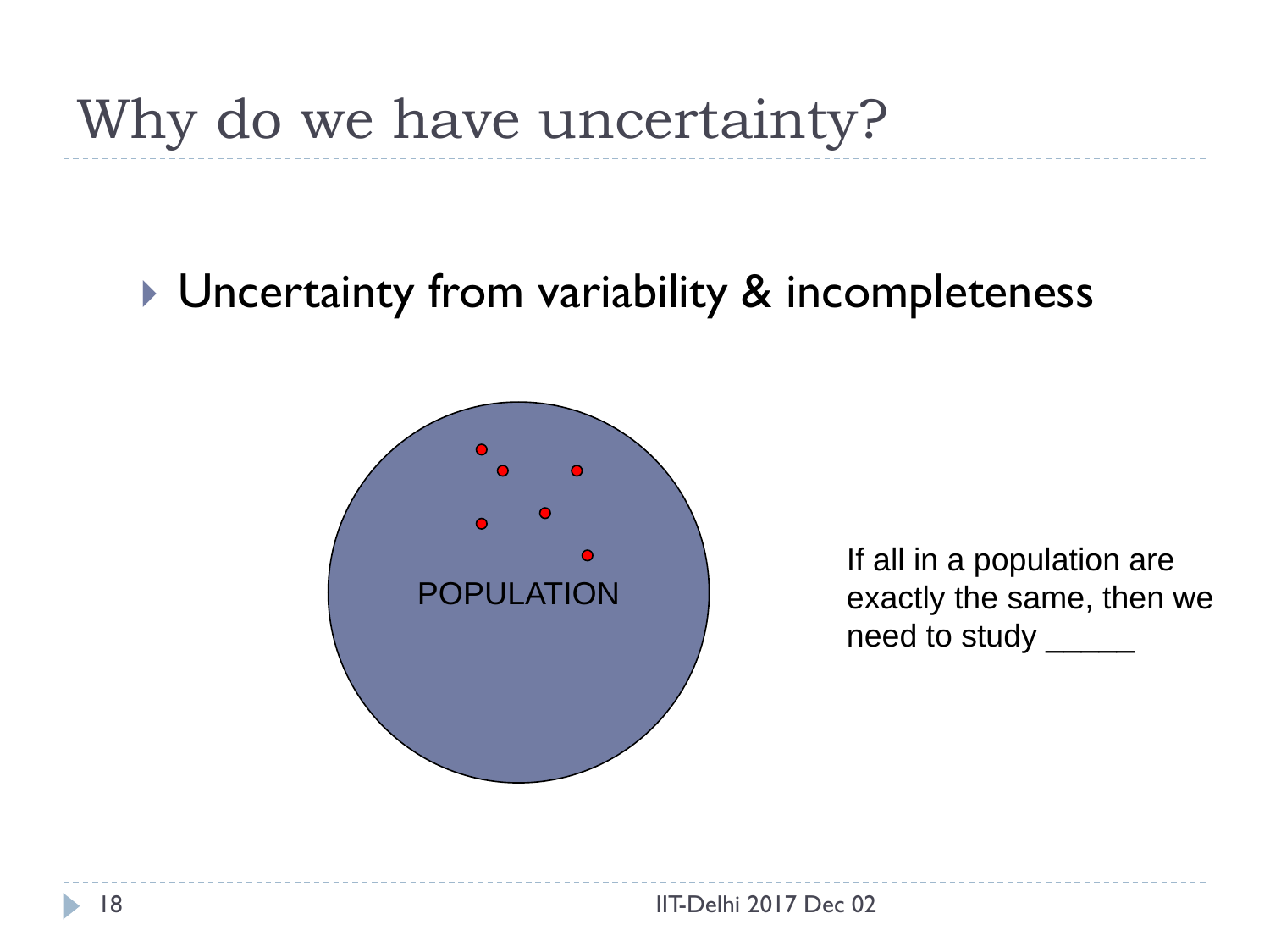# Why do we have uncertainty?

- Uncertainty from variability & incompleteness

POPULATION

If all in a population are exactly the same, then we need to study _____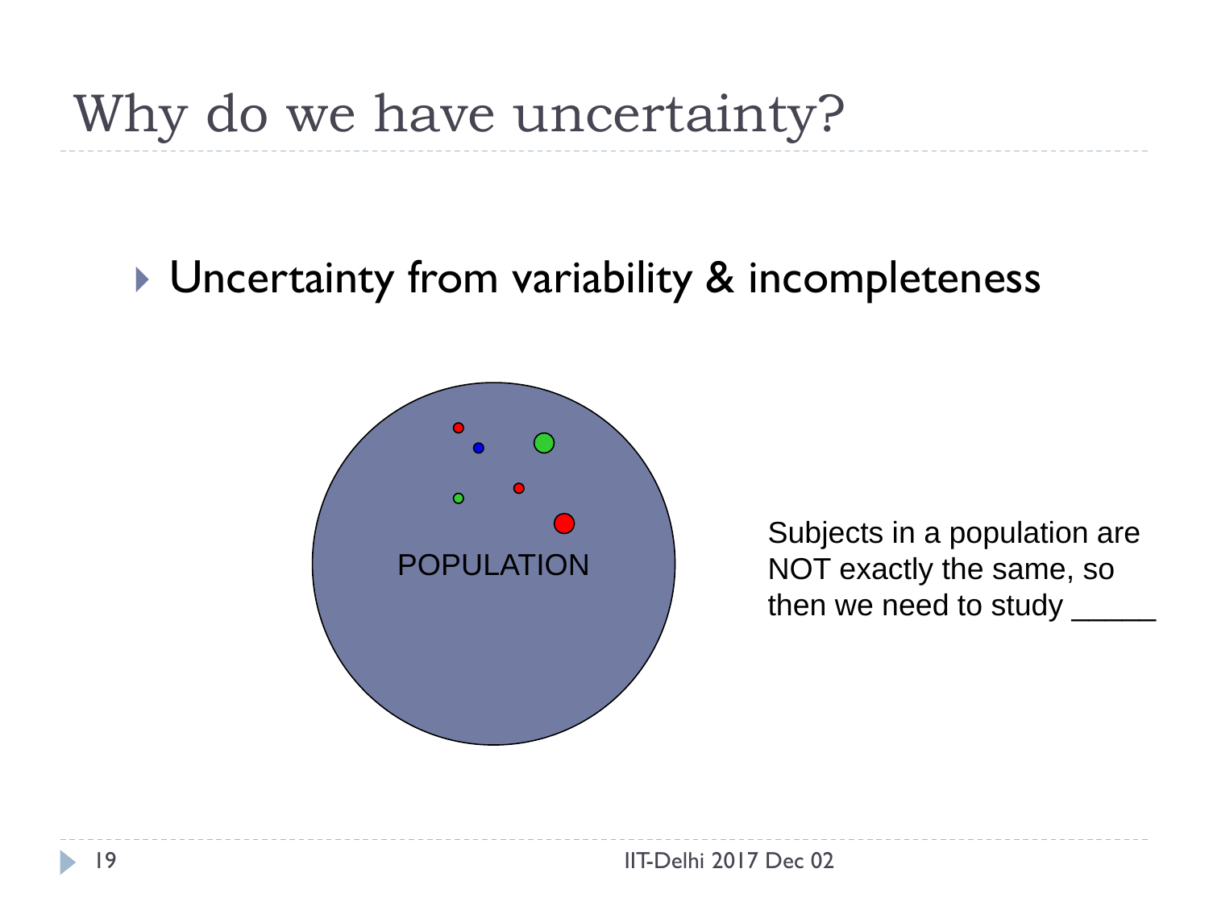# Why do we have uncertainty?

- Uncertainty from variability & incompleteness

POPULATION

Subjects in a population are NOT exactly the same, so then we need to study _____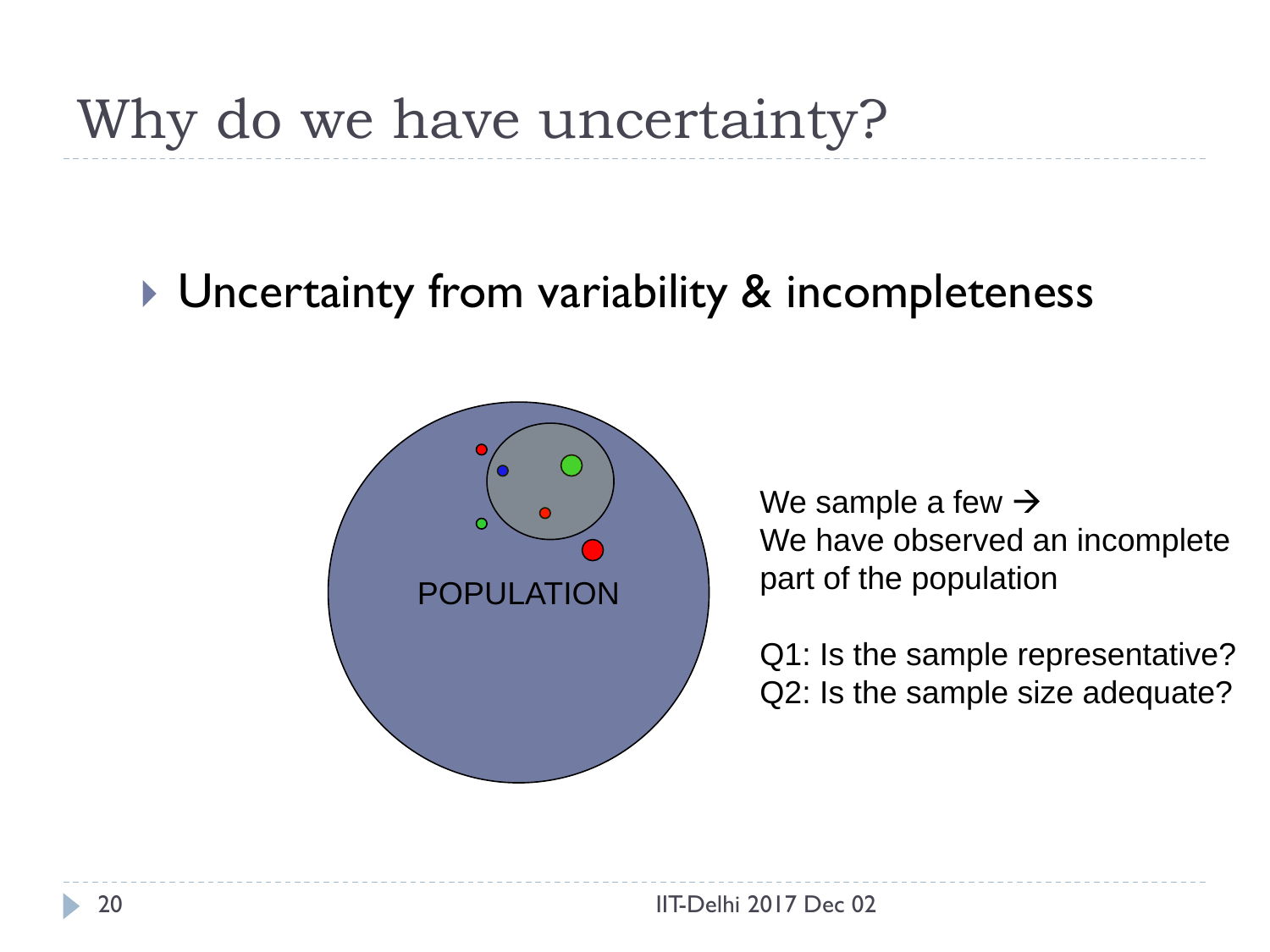# Why do we have uncertainty?

- Uncertainty from variability & incompleteness

POPULATION

We sample a few →
We have observed an incomplete part of the population

Q1: Is the sample representative?
Q2: Is the sample size adequate?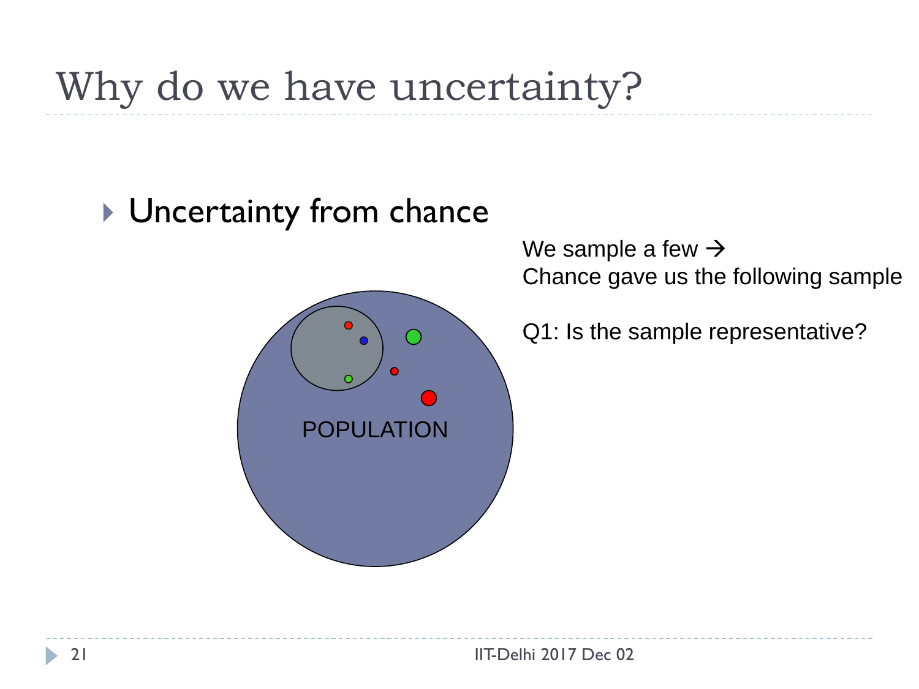# Why do we have uncertainty?

- Uncertainty from chance

POPULATION

We sample a few →
Chance gave us the following sample

Q1: Is the sample representative?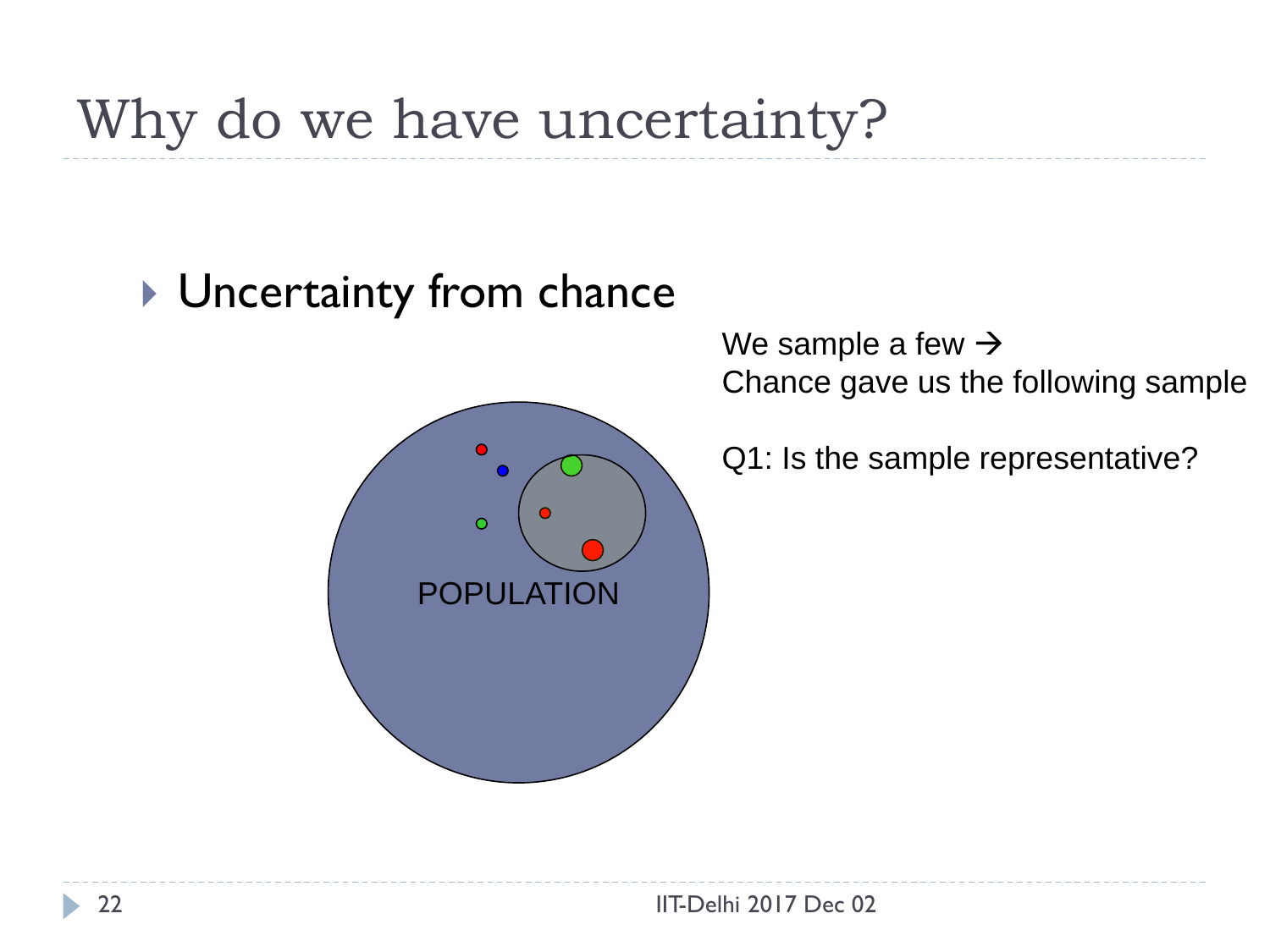# Why do we have uncertainty?

- Uncertainty from chance

POPULATION

We sample a few →
Chance gave us the following sample

Q1: Is the sample representative?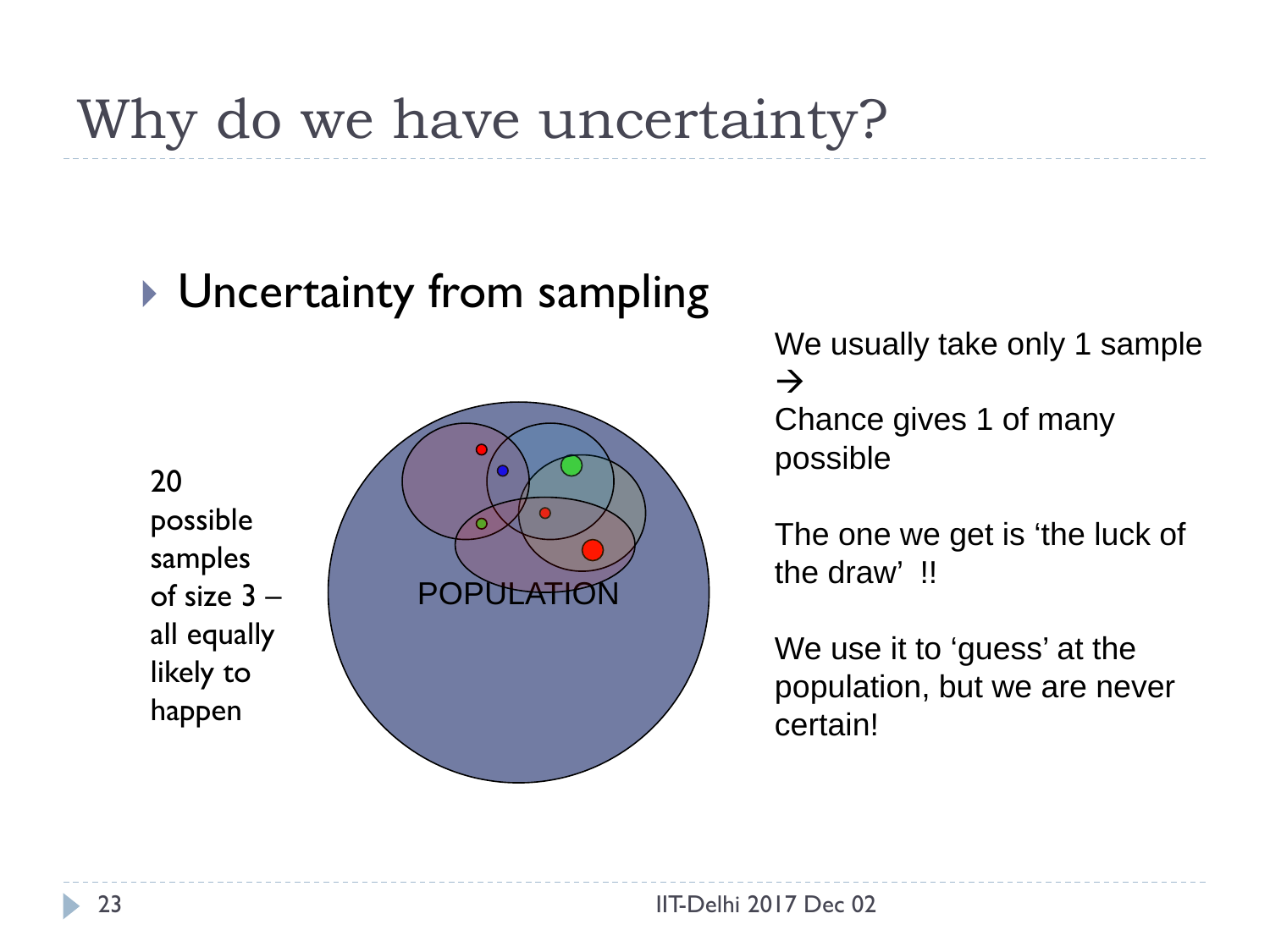# Why do we have uncertainty?

- Uncertainty from sampling

20 possible samples of size 3 – all equally likely to happen

POPULATION

We usually take only 1 sample →
Chance gives 1 of many possible

The one we get is 'the luck of the draw' !!

We use it to 'guess' at the population, but we are never certain!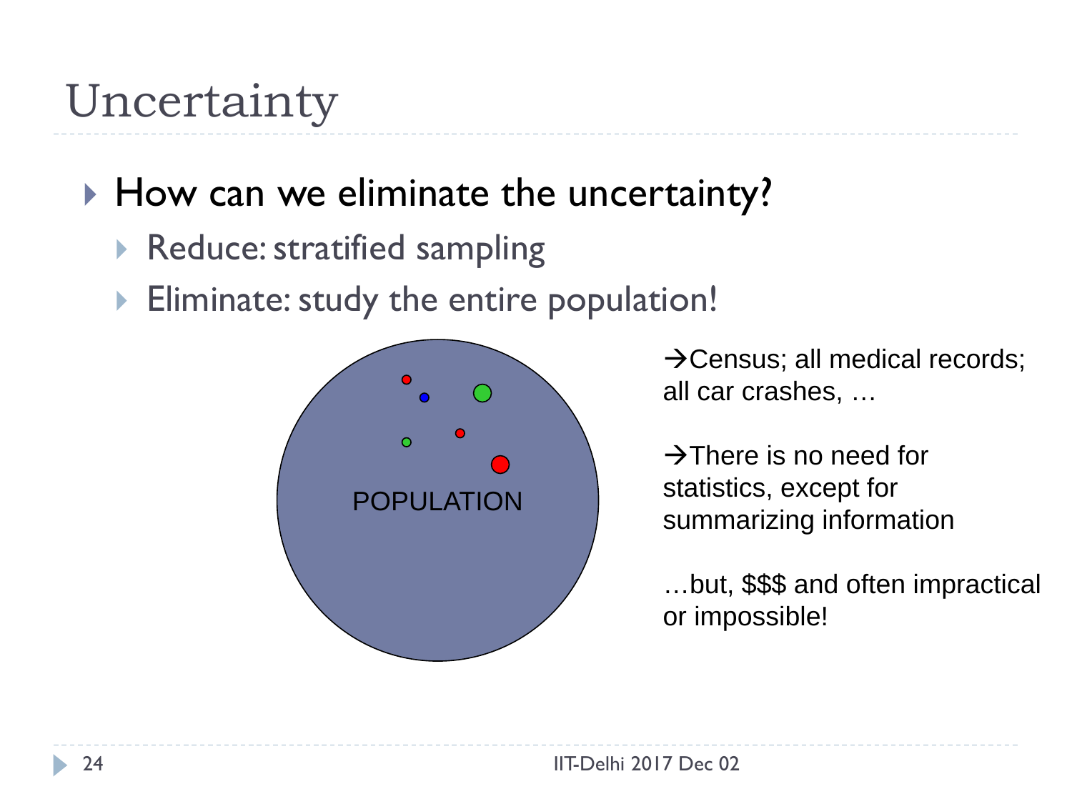# Uncertainty

- How can we eliminate the uncertainty?
  - Reduce: stratified sampling
  - Eliminate: study the entire population!

POPULATION

→Census; all medical records; all car crashes, …

→There is no need for statistics, except for summarizing information

…but, $$$ and often impractical or impossible!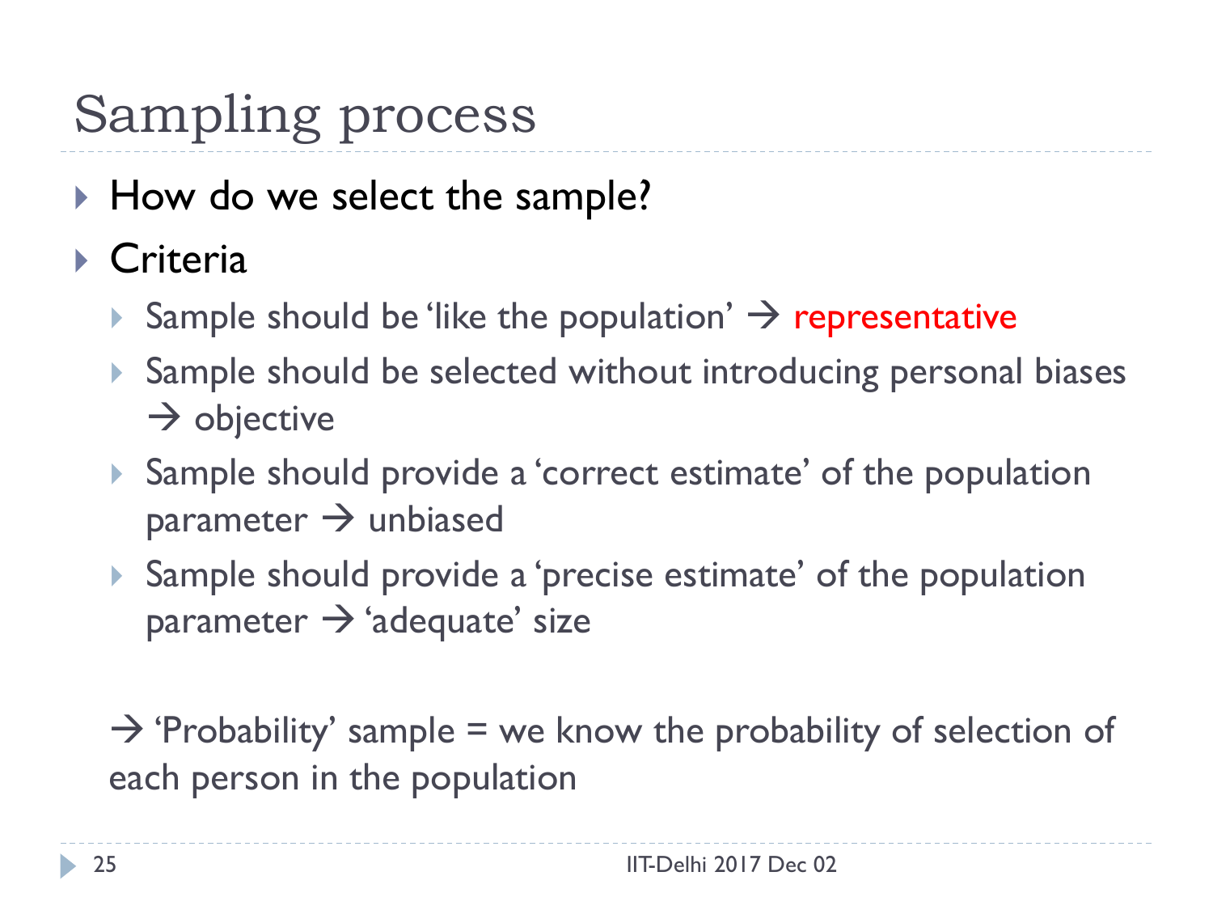# Sampling process

- How do we select the sample?
- Criteria
  - Sample should be 'like the population' → representative
  - Sample should be selected without introducing personal biases → objective
  - Sample should provide a 'correct estimate' of the population parameter → unbiased
  - Sample should provide a 'precise estimate' of the population parameter → 'adequate' size

→ 'Probability' sample = we know the probability of selection of each person in the population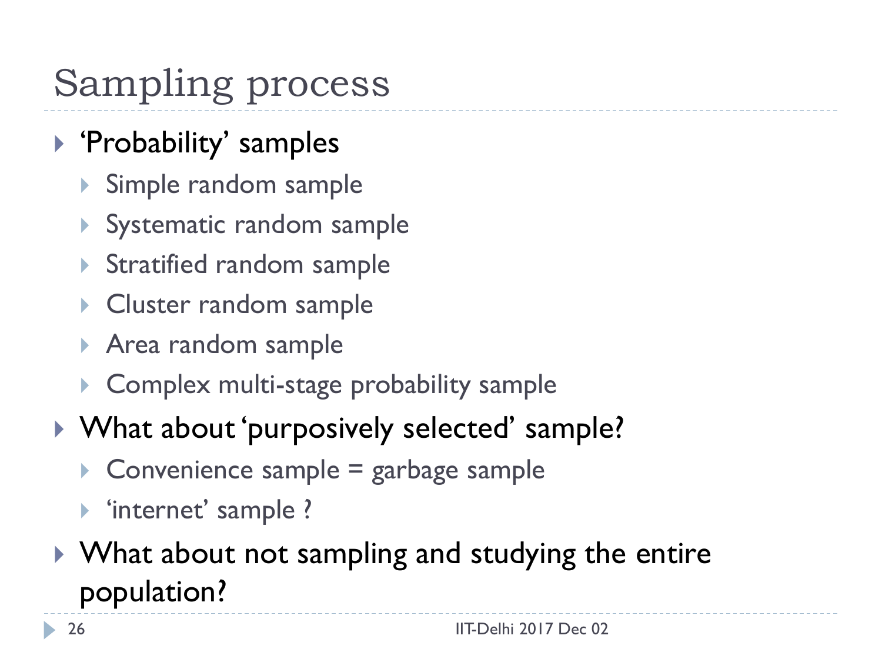# Sampling process

- 'Probability' samples
  - Simple random sample
  - Systematic random sample
  - Stratified random sample
  - Cluster random sample
  - Area random sample
  - Complex multi-stage probability sample
- What about 'purposively selected' sample?
  - Convenience sample = garbage sample
  - 'internet' sample ?
- What about not sampling and studying the entire population?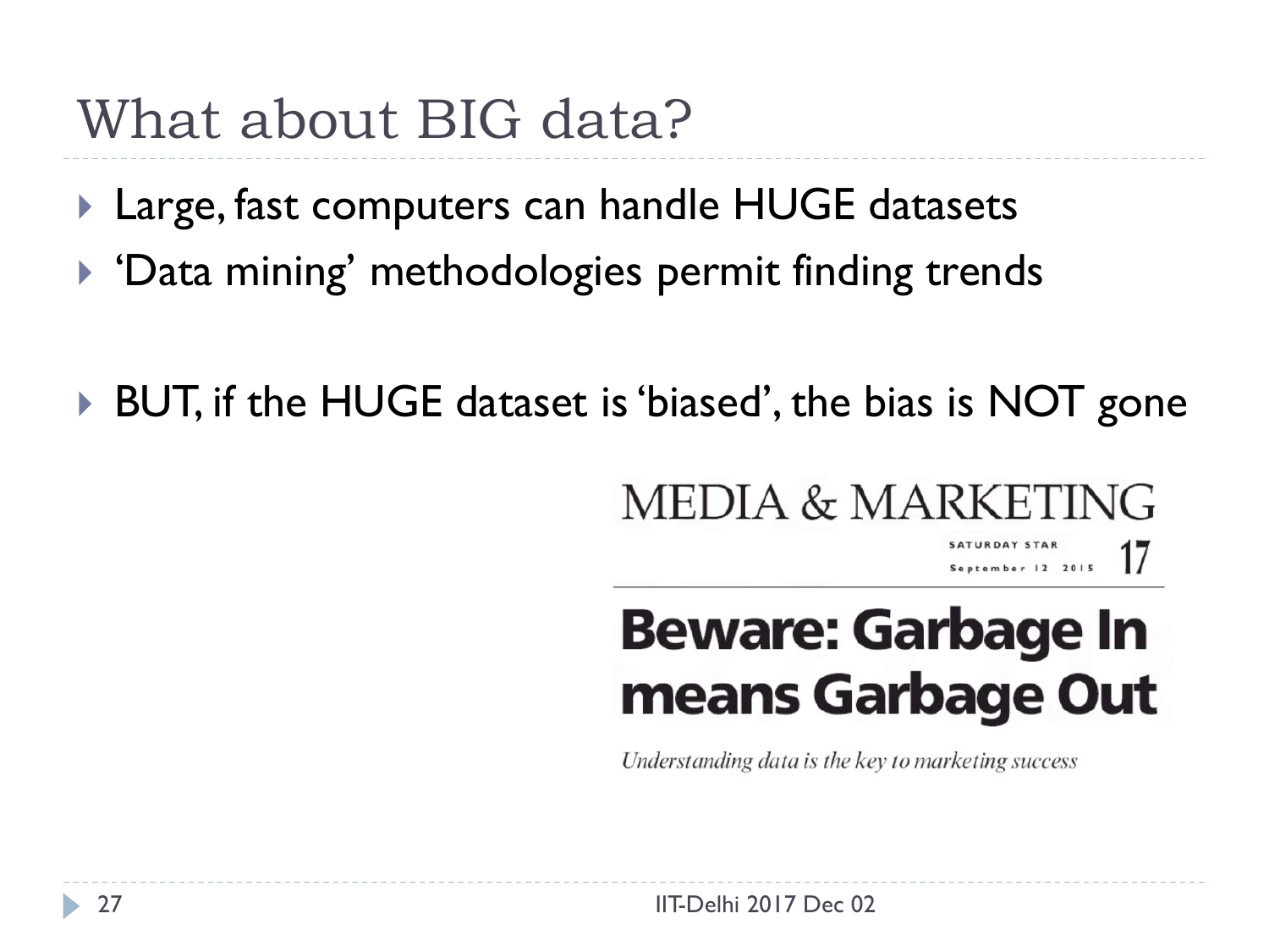# What about BIG data?

- Large, fast computers can handle HUGE datasets
- 'Data mining' methodologies permit finding trends

- BUT, if the HUGE dataset is 'biased', the bias is NOT gone

MEDIA & MARKETING

SATURDAY STAR
September 12 2015 17

**Beware: Garbage In means Garbage Out**

*Understanding data is the key to marketing success*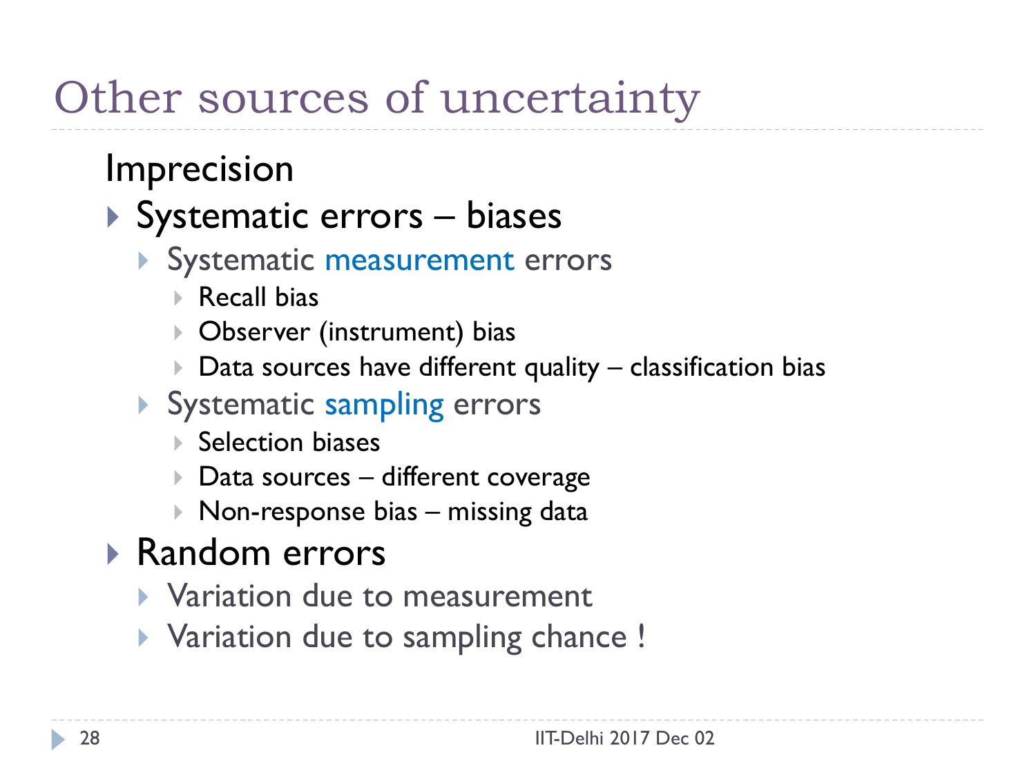# Other sources of uncertainty

Imprecision

- Systematic errors – biases
  - Systematic measurement errors
    - Recall bias
    - Observer (instrument) bias
    - Data sources have different quality – classification bias
  - Systematic sampling errors
    - Selection biases
    - Data sources – different coverage
    - Non-response bias – missing data
- Random errors
  - Variation due to measurement
  - Variation due to sampling chance !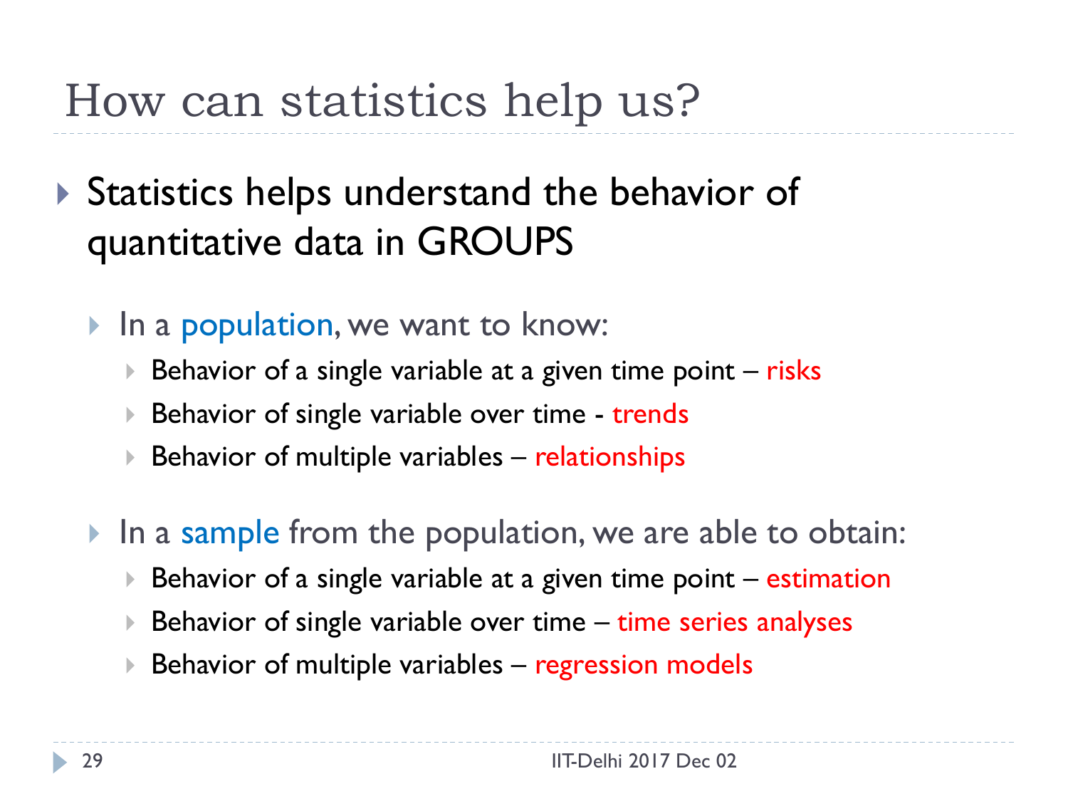# How can statistics help us?

- Statistics helps understand the behavior of quantitative data in GROUPS
  - In a population, we want to know:
    - Behavior of a single variable at a given time point – risks
    - Behavior of single variable over time - trends
    - Behavior of multiple variables – relationships
  - In a sample from the population, we are able to obtain:
    - Behavior of a single variable at a given time point – estimation
    - Behavior of single variable over time – time series analyses
    - Behavior of multiple variables – regression models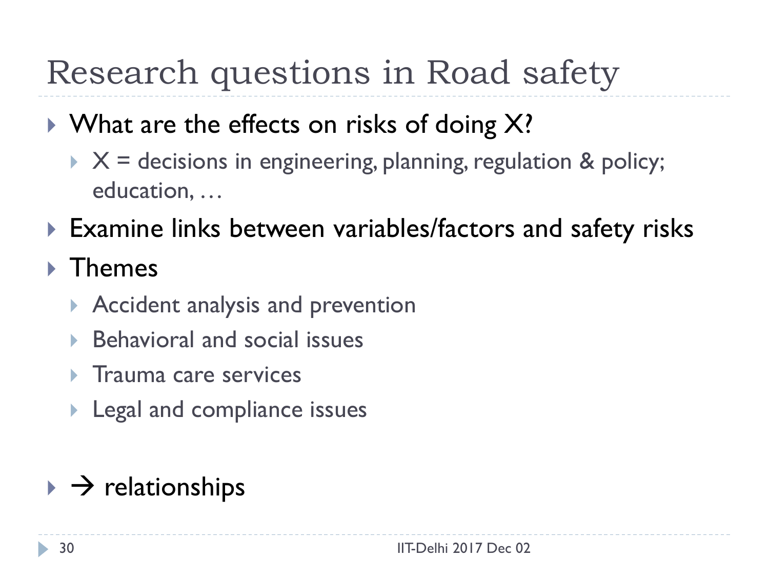# Research questions in Road safety

- What are the effects on risks of doing X?
  - X = decisions in engineering, planning, regulation & policy; education, …
- Examine links between variables/factors and safety risks
- Themes
  - Accident analysis and prevention
  - Behavioral and social issues
  - Trauma care services
  - Legal and compliance issues

- → relationships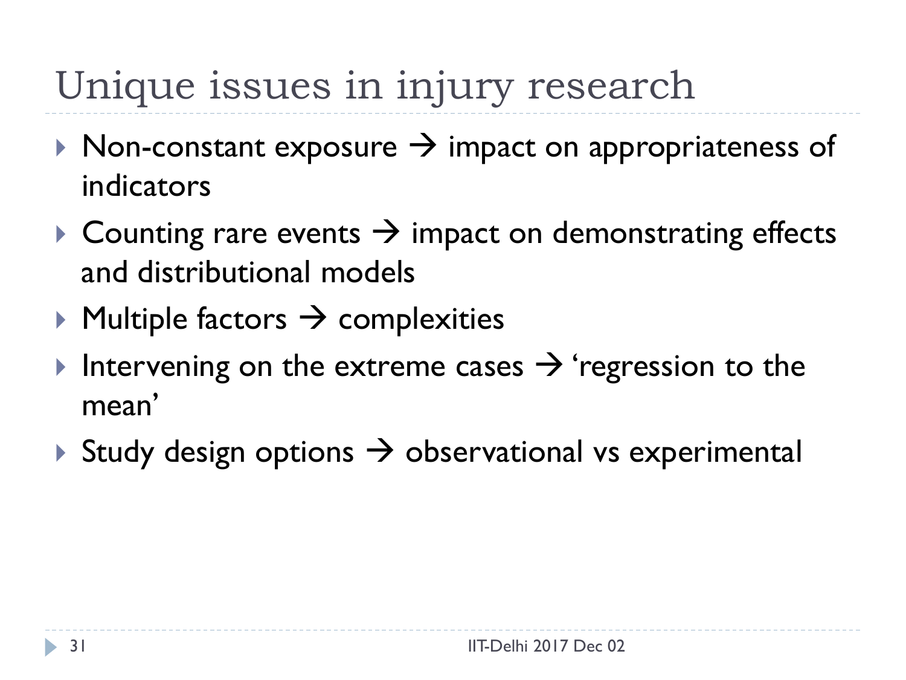# Unique issues in injury research

- Non-constant exposure → impact on appropriateness of indicators
- Counting rare events → impact on demonstrating effects and distributional models
- Multiple factors → complexities
- Intervening on the extreme cases → 'regression to the mean'
- Study design options → observational vs experimental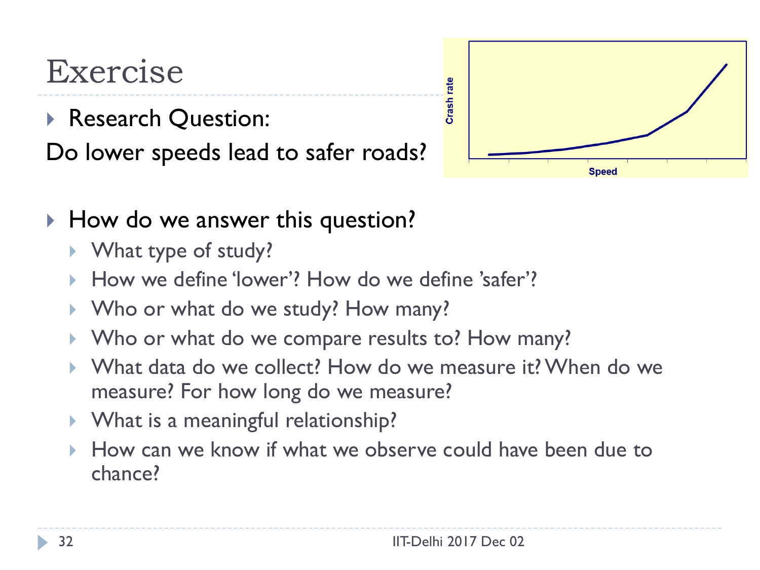# Exercise

- Research Question:

Do lower speeds lead to safer roads?

Crash rate

Speed

- How do we answer this question?
  - What type of study?
  - How we define 'lower'? How do we define 'safer'?
  - Who or what do we study? How many?
  - Who or what do we compare results to? How many?
  - What data do we collect? How do we measure it? When do we measure? For how long do we measure?
  - What is a meaningful relationship?
  - How can we know if what we observe could have been due to chance?